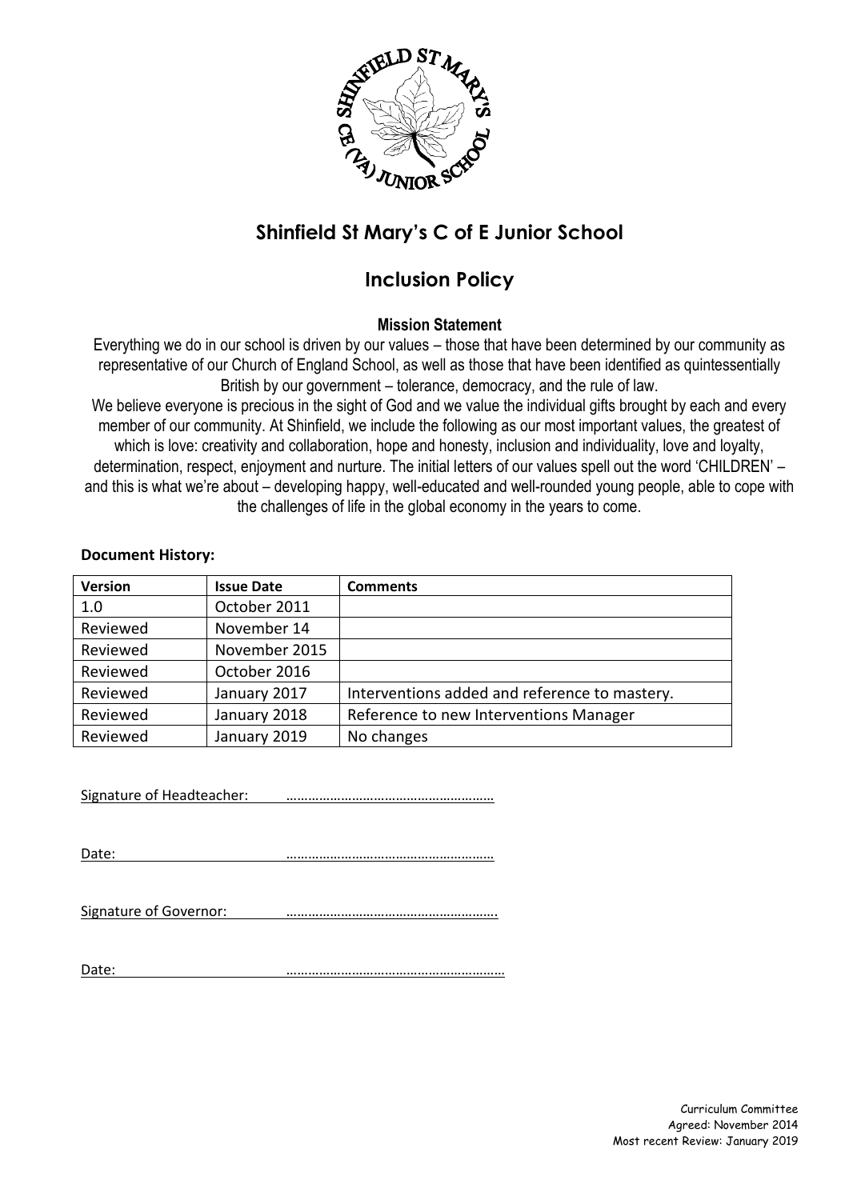# Shinfield St Mary's C of E Junior School

## Inclusion Policy

### Mission Statement

Everything we do in our school is driven by our values – those that have been determined by our community as representative of our Church of England School, as well as those that have been identified as quintessentially British by our government – tolerance, democracy, and the rule of law.

We believe everyone is precious in the sight of God and we value the individual gifts brought by each and every member of our community. At Shinfield, we include the following as our most important values, the greatest of which is love: creativity and collaboration, hope and honesty, inclusion and individuality, love and loyalty, determination, respect, enjoyment and nurture. The initial letters of our values spell out the word 'CHILDREN' – and this is what we're about – developing happy, well-educated and well-rounded young people, able to cope with the challenges of life in the global economy in the years to come.

**Document History:**

| Version | Issue Date | Comments |
|---|---|---|
| 1.0 | October 2011 | |
| Reviewed | November 14 | |
| Reviewed | November 2015 | |
| Reviewed | October 2016 | |
| Reviewed | January 2017 | Interventions added and reference to mastery. |
| Reviewed | January 2018 | Reference to new Interventions Manager |
| Reviewed | January 2019 | No changes |

Signature of Headteacher: …………………………………………………

Date: …………………………………………………

Signature of Governor: ………………………………………………….

Date: ……………………………………………………

Curriculum Committee
Agreed: November 2014
Most recent Review: January 2019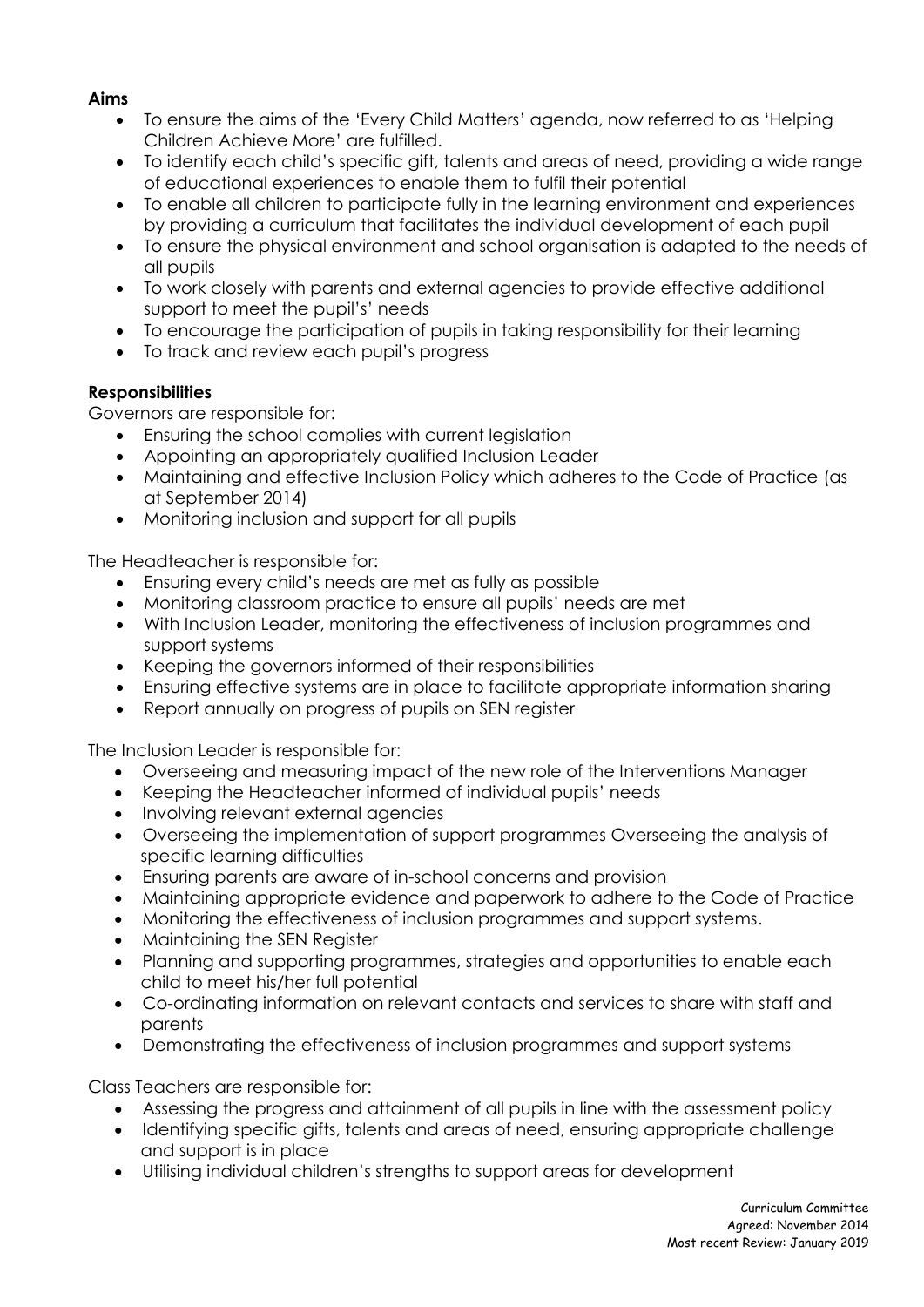**Aims**

- To ensure the aims of the 'Every Child Matters' agenda, now referred to as 'Helping Children Achieve More' are fulfilled.
- To identify each child's specific gift, talents and areas of need, providing a wide range of educational experiences to enable them to fulfil their potential
- To enable all children to participate fully in the learning environment and experiences by providing a curriculum that facilitates the individual development of each pupil
- To ensure the physical environment and school organisation is adapted to the needs of all pupils
- To work closely with parents and external agencies to provide effective additional support to meet the pupil's' needs
- To encourage the participation of pupils in taking responsibility for their learning
- To track and review each pupil's progress

**Responsibilities**

Governors are responsible for:

- Ensuring the school complies with current legislation
- Appointing an appropriately qualified Inclusion Leader
- Maintaining and effective Inclusion Policy which adheres to the Code of Practice (as at September 2014)
- Monitoring inclusion and support for all pupils

The Headteacher is responsible for:

- Ensuring every child's needs are met as fully as possible
- Monitoring classroom practice to ensure all pupils' needs are met
- With Inclusion Leader, monitoring the effectiveness of inclusion programmes and support systems
- Keeping the governors informed of their responsibilities
- Ensuring effective systems are in place to facilitate appropriate information sharing
- Report annually on progress of pupils on SEN register

The Inclusion Leader is responsible for:

- Overseeing and measuring impact of the new role of the Interventions Manager
- Keeping the Headteacher informed of individual pupils' needs
- Involving relevant external agencies
- Overseeing the implementation of support programmes Overseeing the analysis of specific learning difficulties
- Ensuring parents are aware of in-school concerns and provision
- Maintaining appropriate evidence and paperwork to adhere to the Code of Practice
- Monitoring the effectiveness of inclusion programmes and support systems.
- Maintaining the SEN Register
- Planning and supporting programmes, strategies and opportunities to enable each child to meet his/her full potential
- Co-ordinating information on relevant contacts and services to share with staff and parents
- Demonstrating the effectiveness of inclusion programmes and support systems

Class Teachers are responsible for:

- Assessing the progress and attainment of all pupils in line with the assessment policy
- Identifying specific gifts, talents and areas of need, ensuring appropriate challenge and support is in place
- Utilising individual children's strengths to support areas for development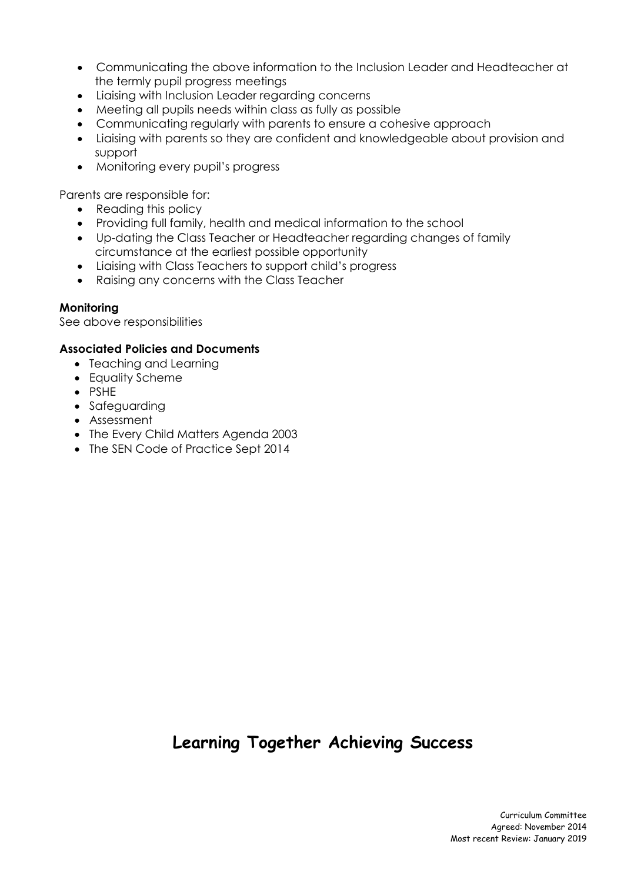- Communicating the above information to the Inclusion Leader and Headteacher at the termly pupil progress meetings
- Liaising with Inclusion Leader regarding concerns
- Meeting all pupils needs within class as fully as possible
- Communicating regularly with parents to ensure a cohesive approach
- Liaising with parents so they are confident and knowledgeable about provision and support
- Monitoring every pupil's progress

Parents are responsible for:

- Reading this policy
- Providing full family, health and medical information to the school
- Up-dating the Class Teacher or Headteacher regarding changes of family circumstance at the earliest possible opportunity
- Liaising with Class Teachers to support child's progress
- Raising any concerns with the Class Teacher

**Monitoring**

See above responsibilities

**Associated Policies and Documents**

- Teaching and Learning
- Equality Scheme
- PSHE
- Safeguarding
- Assessment
- The Every Child Matters Agenda 2003
- The SEN Code of Practice Sept 2014

**Learning Together Achieving Success**

Curriculum Committee
Agreed: November 2014
Most recent Review: January 2019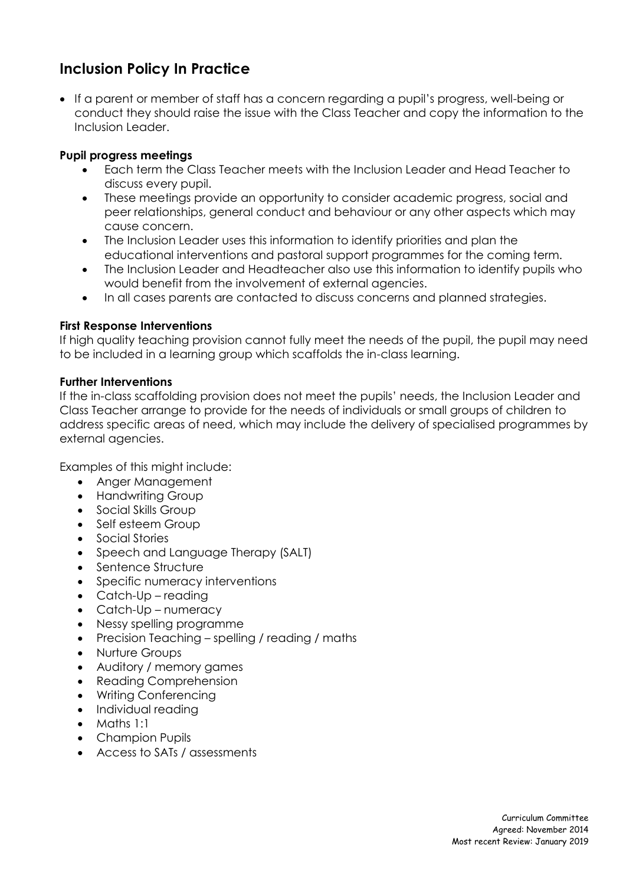## Inclusion Policy In Practice

- If a parent or member of staff has a concern regarding a pupil's progress, well-being or conduct they should raise the issue with the Class Teacher and copy the information to the Inclusion Leader.

**Pupil progress meetings**

- Each term the Class Teacher meets with the Inclusion Leader and Head Teacher to discuss every pupil.
- These meetings provide an opportunity to consider academic progress, social and peer relationships, general conduct and behaviour or any other aspects which may cause concern.
- The Inclusion Leader uses this information to identify priorities and plan the educational interventions and pastoral support programmes for the coming term.
- The Inclusion Leader and Headteacher also use this information to identify pupils who would benefit from the involvement of external agencies.
- In all cases parents are contacted to discuss concerns and planned strategies.

**First Response Interventions**

If high quality teaching provision cannot fully meet the needs of the pupil, the pupil may need to be included in a learning group which scaffolds the in-class learning.

**Further Interventions**

If the in-class scaffolding provision does not meet the pupils' needs, the Inclusion Leader and Class Teacher arrange to provide for the needs of individuals or small groups of children to address specific areas of need, which may include the delivery of specialised programmes by external agencies.

Examples of this might include:

- Anger Management
- Handwriting Group
- Social Skills Group
- Self esteem Group
- Social Stories
- Speech and Language Therapy (SALT)
- Sentence Structure
- Specific numeracy interventions
- Catch-Up – reading
- Catch-Up – numeracy
- Nessy spelling programme
- Precision Teaching – spelling / reading / maths
- Nurture Groups
- Auditory / memory games
- Reading Comprehension
- Writing Conferencing
- Individual reading
- Maths 1:1
- Champion Pupils
- Access to SATs / assessments

Curriculum Committee
Agreed: November 2014
Most recent Review: January 2019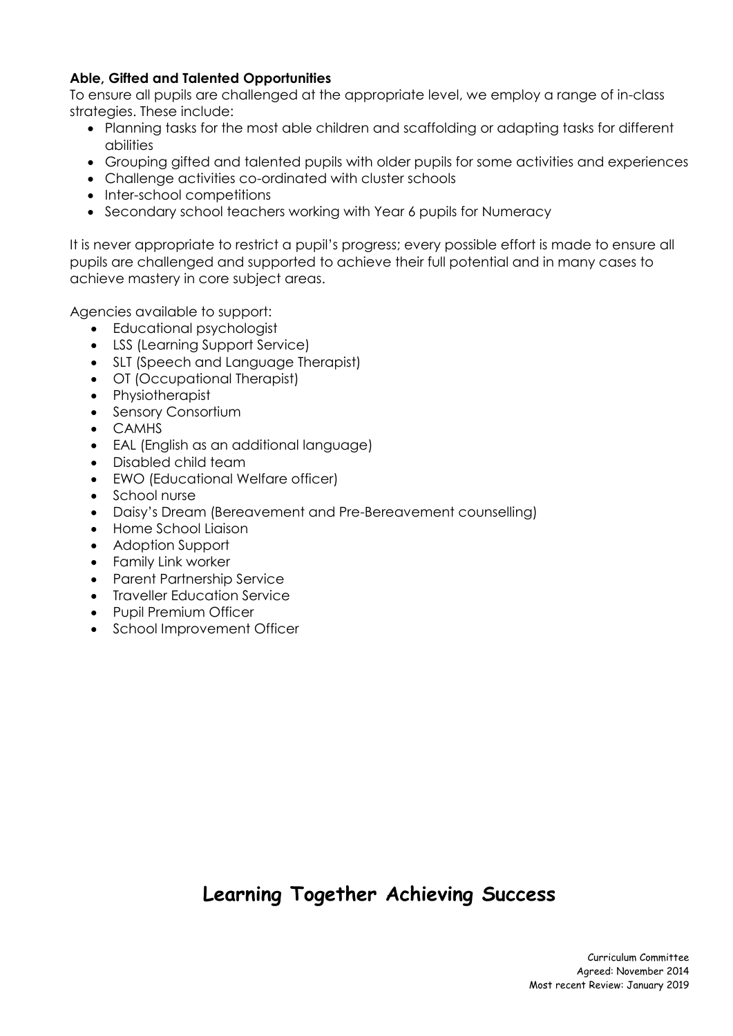**Able, Gifted and Talented Opportunities**

To ensure all pupils are challenged at the appropriate level, we employ a range of in-class strategies. These include:

- Planning tasks for the most able children and scaffolding or adapting tasks for different abilities
- Grouping gifted and talented pupils with older pupils for some activities and experiences
- Challenge activities co-ordinated with cluster schools
- Inter-school competitions
- Secondary school teachers working with Year 6 pupils for Numeracy

It is never appropriate to restrict a pupil's progress; every possible effort is made to ensure all pupils are challenged and supported to achieve their full potential and in many cases to achieve mastery in core subject areas.

Agencies available to support:

- Educational psychologist
- LSS (Learning Support Service)
- SLT (Speech and Language Therapist)
- OT (Occupational Therapist)
- Physiotherapist
- Sensory Consortium
- CAMHS
- EAL (English as an additional language)
- Disabled child team
- EWO (Educational Welfare officer)
- School nurse
- Daisy's Dream (Bereavement and Pre-Bereavement counselling)
- Home School Liaison
- Adoption Support
- Family Link worker
- Parent Partnership Service
- Traveller Education Service
- Pupil Premium Officer
- School Improvement Officer

**Learning Together Achieving Success**

Curriculum Committee
Agreed: November 2014
Most recent Review: January 2019